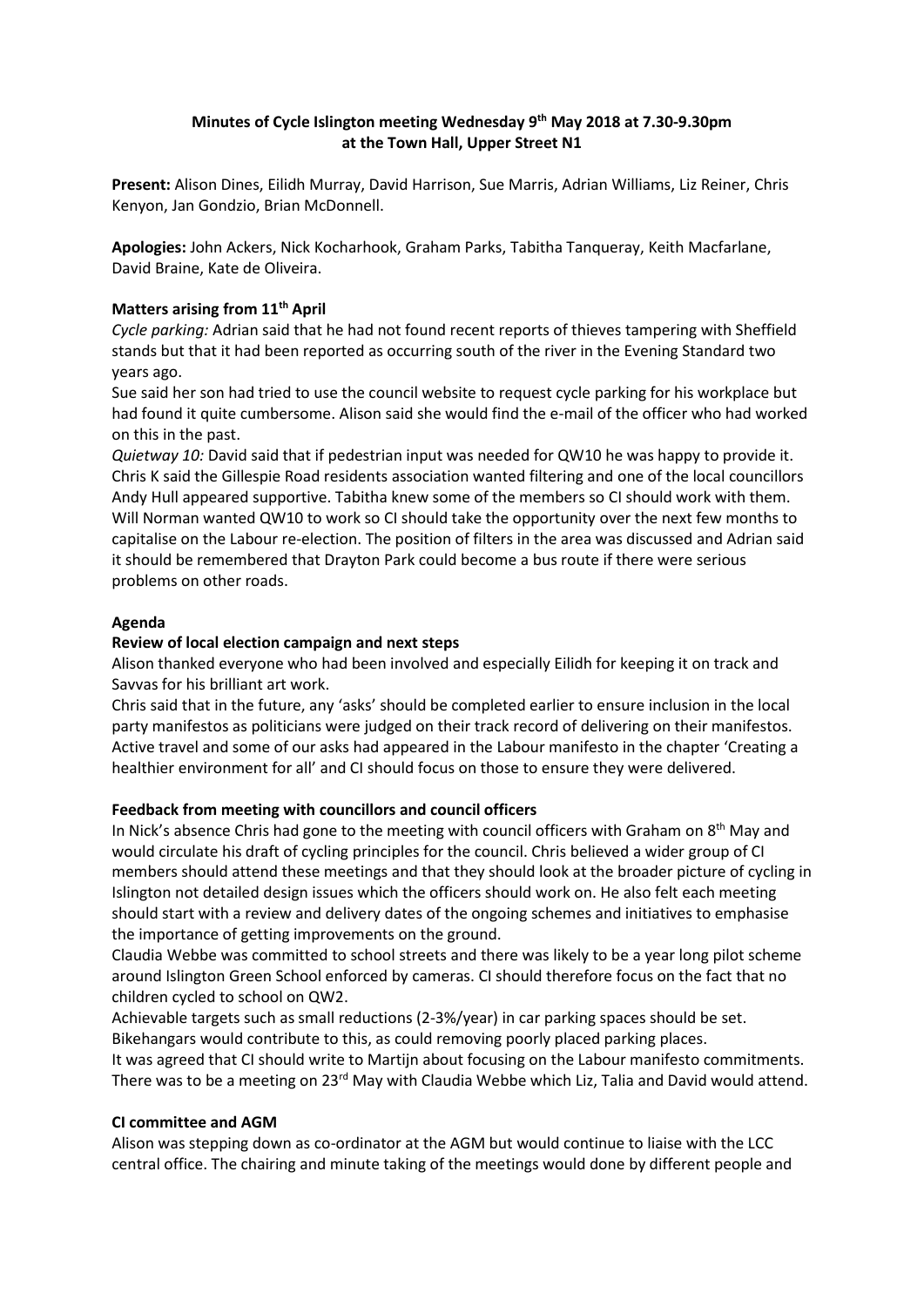**Minutes of Cycle Islington meeting Wednesday 9th May 2018 at 7.30-9.30pm at the Town Hall, Upper Street N1**

**Present:** Alison Dines, Eilidh Murray, David Harrison, Sue Marris, Adrian Williams, Liz Reiner, Chris Kenyon, Jan Gondzio, Brian McDonnell.

**Apologies:** John Ackers, Nick Kocharhook, Graham Parks, Tabitha Tanqueray, Keith Macfarlane, David Braine, Kate de Oliveira.

**Matters arising from 11th April**

*Cycle parking:* Adrian said that he had not found recent reports of thieves tampering with Sheffield stands but that it had been reported as occurring south of the river in the Evening Standard two years ago.

Sue said her son had tried to use the council website to request cycle parking for his workplace but had found it quite cumbersome. Alison said she would find the e-mail of the officer who had worked on this in the past.

*Quietway 10:* David said that if pedestrian input was needed for QW10 he was happy to provide it. Chris K said the Gillespie Road residents association wanted filtering and one of the local councillors Andy Hull appeared supportive. Tabitha knew some of the members so CI should work with them. Will Norman wanted QW10 to work so CI should take the opportunity over the next few months to capitalise on the Labour re-election. The position of filters in the area was discussed and Adrian said it should be remembered that Drayton Park could become a bus route if there were serious problems on other roads.

**Agenda**

**Review of local election campaign and next steps**

Alison thanked everyone who had been involved and especially Eilidh for keeping it on track and Savvas for his brilliant art work.

Chris said that in the future, any 'asks' should be completed earlier to ensure inclusion in the local party manifestos as politicians were judged on their track record of delivering on their manifestos. Active travel and some of our asks had appeared in the Labour manifesto in the chapter 'Creating a healthier environment for all' and CI should focus on those to ensure they were delivered.

**Feedback from meeting with councillors and council officers**

In Nick's absence Chris had gone to the meeting with council officers with Graham on 8th May and would circulate his draft of cycling principles for the council. Chris believed a wider group of CI members should attend these meetings and that they should look at the broader picture of cycling in Islington not detailed design issues which the officers should work on. He also felt each meeting should start with a review and delivery dates of the ongoing schemes and initiatives to emphasise the importance of getting improvements on the ground.

Claudia Webbe was committed to school streets and there was likely to be a year long pilot scheme around Islington Green School enforced by cameras. CI should therefore focus on the fact that no children cycled to school on QW2.

Achievable targets such as small reductions (2-3%/year) in car parking spaces should be set. Bikehangars would contribute to this, as could removing poorly placed parking places.

It was agreed that CI should write to Martijn about focusing on the Labour manifesto commitments. There was to be a meeting on 23rd May with Claudia Webbe which Liz, Talia and David would attend.

**CI committee and AGM**

Alison was stepping down as co-ordinator at the AGM but would continue to liaise with the LCC central office. The chairing and minute taking of the meetings would done by different people and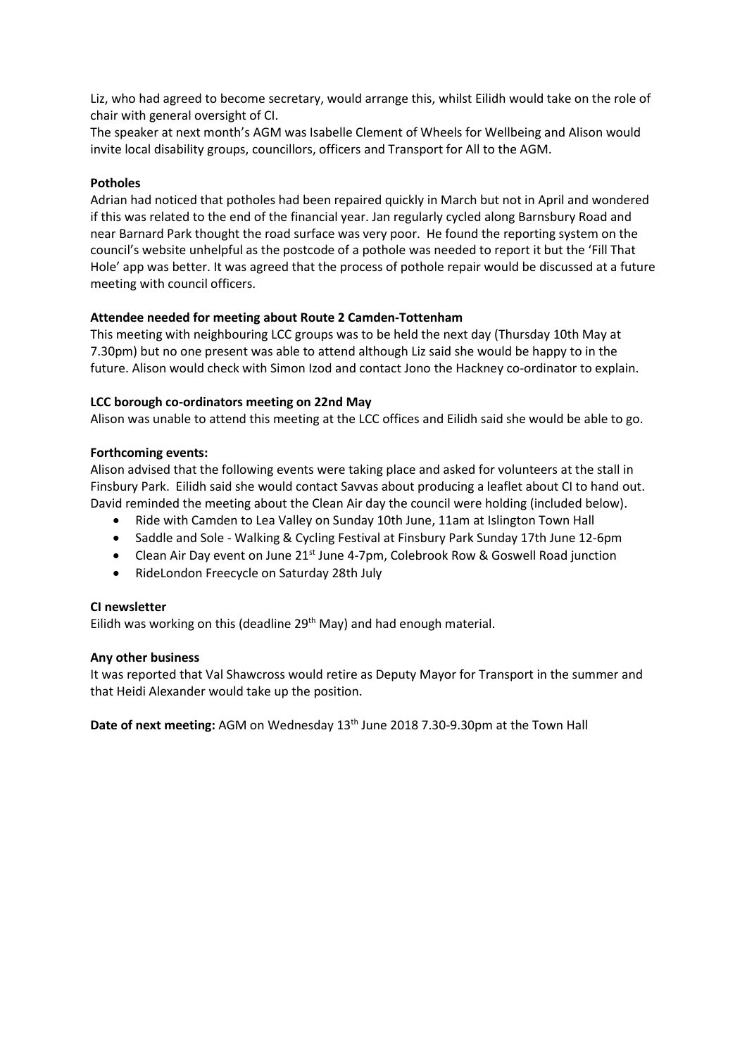Liz, who had agreed to become secretary, would arrange this, whilst Eilidh would take on the role of chair with general oversight of CI.

The speaker at next month's AGM was Isabelle Clement of Wheels for Wellbeing and Alison would invite local disability groups, councillors, officers and Transport for All to the AGM.

**Potholes**

Adrian had noticed that potholes had been repaired quickly in March but not in April and wondered if this was related to the end of the financial year. Jan regularly cycled along Barnsbury Road and near Barnard Park thought the road surface was very poor. He found the reporting system on the council's website unhelpful as the postcode of a pothole was needed to report it but the 'Fill That Hole' app was better. It was agreed that the process of pothole repair would be discussed at a future meeting with council officers.

**Attendee needed for meeting about Route 2 Camden-Tottenham**

This meeting with neighbouring LCC groups was to be held the next day (Thursday 10th May at 7.30pm) but no one present was able to attend although Liz said she would be happy to in the future. Alison would check with Simon Izod and contact Jono the Hackney co-ordinator to explain.

**LCC borough co-ordinators meeting on 22nd May**

Alison was unable to attend this meeting at the LCC offices and Eilidh said she would be able to go.

**Forthcoming events:**

Alison advised that the following events were taking place and asked for volunteers at the stall in Finsbury Park. Eilidh said she would contact Savvas about producing a leaflet about CI to hand out. David reminded the meeting about the Clean Air day the council were holding (included below).

- Ride with Camden to Lea Valley on Sunday 10th June, 11am at Islington Town Hall
- Saddle and Sole - Walking & Cycling Festival at Finsbury Park Sunday 17th June 12-6pm
- Clean Air Day event on June 21st June 4-7pm, Colebrook Row & Goswell Road junction
- RideLondon Freecycle on Saturday 28th July

**CI newsletter**

Eilidh was working on this (deadline 29th May) and had enough material.

**Any other business**

It was reported that Val Shawcross would retire as Deputy Mayor for Transport in the summer and that Heidi Alexander would take up the position.

**Date of next meeting:** AGM on Wednesday 13th June 2018 7.30-9.30pm at the Town Hall